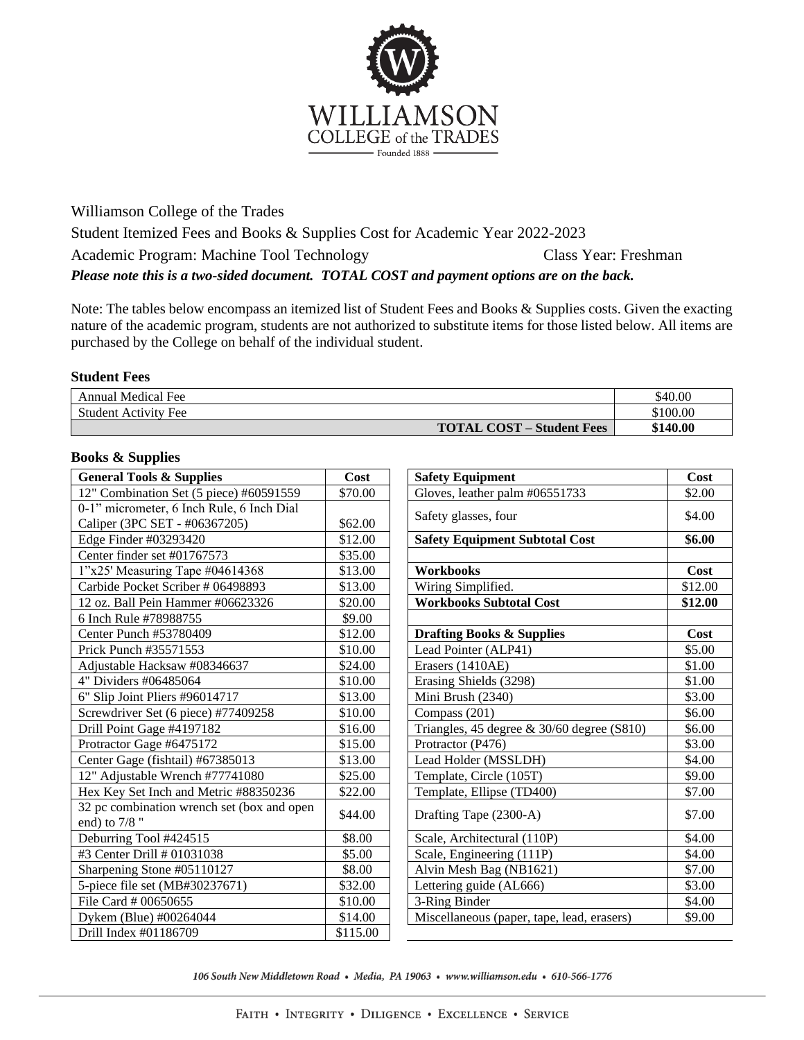WILLIAMSON
COLLEGE of the TRADES
Founded 1888

Williamson College of the Trades

Student Itemized Fees and Books & Supplies Cost for Academic Year 2022-2023

Academic Program: Machine Tool Technology Class Year: Freshman

***Please note this is a two-sided document. TOTAL COST and payment options are on the back.***

Note: The tables below encompass an itemized list of Student Fees and Books & Supplies costs. Given the exacting nature of the academic program, students are not authorized to substitute items for those listed below. All items are purchased by the College on behalf of the individual student.

**Student Fees**

| | |
|---|---|
| Annual Medical Fee | $40.00 |
| Student Activity Fee | $100.00 |
| **TOTAL COST – Student Fees** | **$140.00** |

**Books & Supplies**

| General Tools & Supplies | Cost |
|---|---|
| 12" Combination Set (5 piece) #60591559 | $70.00 |
| 0-1" micrometer, 6 Inch Rule, 6 Inch Dial Caliper (3PC SET - #06367205) | $62.00 |
| Edge Finder #03293420 | $12.00 |
| Center finder set #01767573 | $35.00 |
| 1"x25' Measuring Tape #04614368 | $13.00 |
| Carbide Pocket Scriber # 06498893 | $13.00 |
| 12 oz. Ball Pein Hammer #06623326 | $20.00 |
| 6 Inch Rule #78988755 | $9.00 |
| Center Punch #53780409 | $12.00 |
| Prick Punch #35571553 | $10.00 |
| Adjustable Hacksaw #08346637 | $24.00 |
| 4" Dividers #06485064 | $10.00 |
| 6" Slip Joint Pliers #96014717 | $13.00 |
| Screwdriver Set (6 piece) #77409258 | $10.00 |
| Drill Point Gage #4197182 | $16.00 |
| Protractor Gage #6475172 | $15.00 |
| Center Gage (fishtail) #67385013 | $13.00 |
| 12" Adjustable Wrench #77741080 | $25.00 |
| Hex Key Set Inch and Metric #88350236 | $22.00 |
| 32 pc combination wrench set (box and open end) to 7/8 " | $44.00 |
| Deburring Tool #424515 | $8.00 |
| #3 Center Drill # 01031038 | $5.00 |
| Sharpening Stone #05110127 | $8.00 |
| 5-piece file set (MB#30237671) | $32.00 |
| File Card # 00650655 | $10.00 |
| Dykem (Blue) #00264044 | $14.00 |
| Drill Index #01186709 | $115.00 |

| Safety Equipment | Cost |
|---|---|
| Gloves, leather palm #06551733 | $2.00 |
| Safety glasses, four | $4.00 |
| **Safety Equipment Subtotal Cost** | **$6.00** |

| Workbooks | Cost |
|---|---|
| Wiring Simplified. | $12.00 |
| **Workbooks Subtotal Cost** | **$12.00** |

| Drafting Books & Supplies | Cost |
|---|---|
| Lead Pointer (ALP41) | $5.00 |
| Erasers (1410AE) | $1.00 |
| Erasing Shields (3298) | $1.00 |
| Mini Brush (2340) | $3.00 |
| Compass (201) | $6.00 |
| Triangles, 45 degree & 30/60 degree (S810) | $6.00 |
| Protractor (P476) | $3.00 |
| Lead Holder (MSSLDH) | $4.00 |
| Template, Circle (105T) | $9.00 |
| Template, Ellipse (TD400) | $7.00 |
| Drafting Tape (2300-A) | $7.00 |
| Scale, Architectural (110P) | $4.00 |
| Scale, Engineering (111P) | $4.00 |
| Alvin Mesh Bag (NB1621) | $7.00 |
| Lettering guide (AL666) | $3.00 |
| 3-Ring Binder | $4.00 |
| Miscellaneous (paper, tape, lead, erasers) | $9.00 |

*106 South New Middletown Road • Media, PA 19063 • www.williamson.edu • 610-566-1776*

FAITH • INTEGRITY • DILIGENCE • EXCELLENCE • SERVICE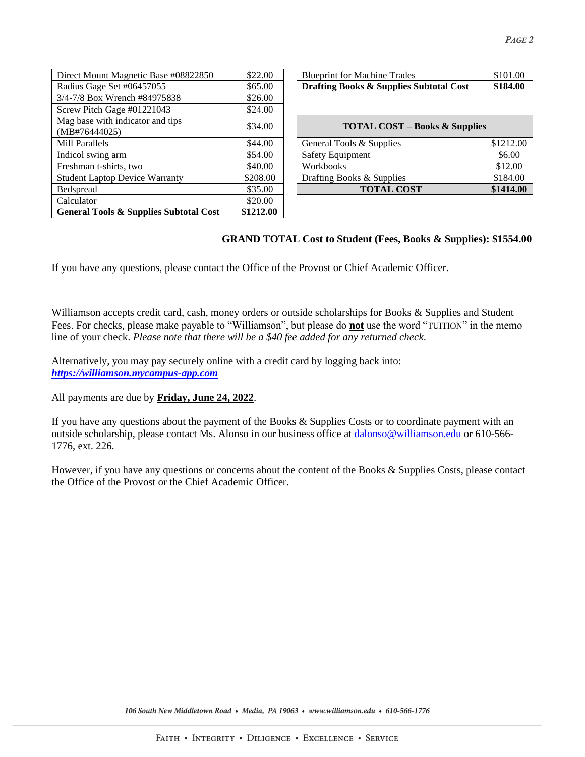| | |
|---|---|
| Direct Mount Magnetic Base #08822850 | $22.00 |
| Radius Gage Set #06457055 | $65.00 |
| 3/4-7/8 Box Wrench #84975838 | $26.00 |
| Screw Pitch Gage #01221043 | $24.00 |
| Mag base with indicator and tips (MB#76444025) | $34.00 |
| Mill Parallels | $44.00 |
| Indicol swing arm | $54.00 |
| Freshman t-shirts, two | $40.00 |
| Student Laptop Device Warranty | $208.00 |
| Bedspread | $35.00 |
| Calculator | $20.00 |
| **General Tools & Supplies Subtotal Cost** | **$1212.00** |

| | |
|---|---|
| Blueprint for Machine Trades | $101.00 |
| **Drafting Books & Supplies Subtotal Cost** | **$184.00** |

| **TOTAL COST – Books & Supplies** | |
|---|---|
| General Tools & Supplies | $1212.00 |
| Safety Equipment | $6.00 |
| Workbooks | $12.00 |
| Drafting Books & Supplies | $184.00 |
| **TOTAL COST** | **$1414.00** |

**GRAND TOTAL Cost to Student (Fees, Books & Supplies): $1554.00**

If you have any questions, please contact the Office of the Provost or Chief Academic Officer.

---

Williamson accepts credit card, cash, money orders or outside scholarships for Books & Supplies and Student Fees. For checks, please make payable to "Williamson", but please do **not** use the word "TUITION" in the memo line of your check. *Please note that there will be a $40 fee added for any returned check.*

Alternatively, you may pay securely online with a credit card by logging back into: ***https://williamson.mycampus-app.com***

All payments are due by **Friday, June 24, 2022**.

If you have any questions about the payment of the Books & Supplies Costs or to coordinate payment with an outside scholarship, please contact Ms. Alonso in our business office at dalonso@williamson.edu or 610-566-1776, ext. 226.

However, if you have any questions or concerns about the content of the Books & Supplies Costs, please contact the Office of the Provost or the Chief Academic Officer.